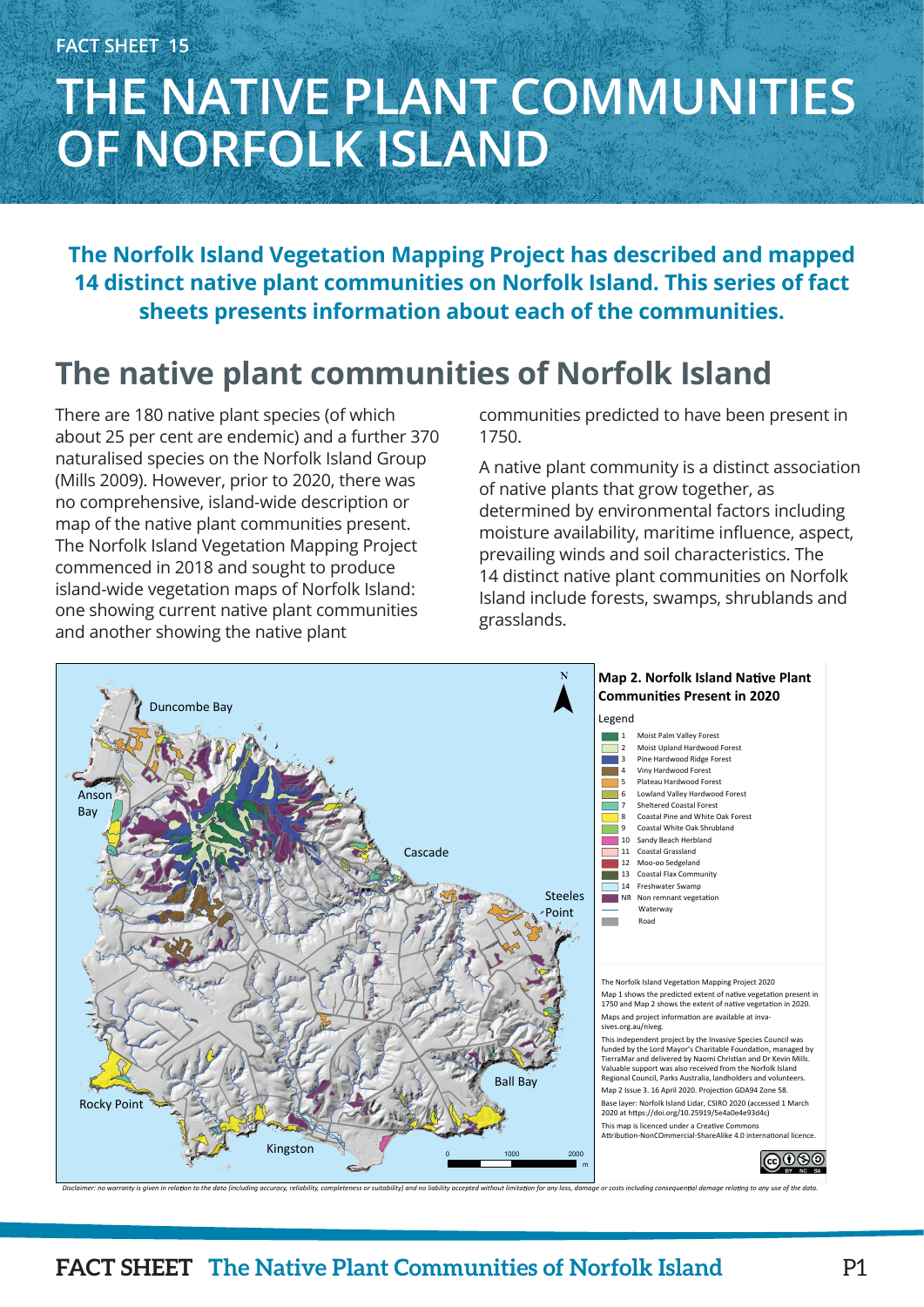FACT SHEET 15

# THE NATIVE PLANT COMMUNITIES OF NORFOLK ISLAND

**The Norfolk Island Vegetation Mapping Project has described and mapped 14 distinct native plant communities on Norfolk Island. This series of fact sheets presents information about each of the communities.**

## The native plant communities of Norfolk Island

There are 180 native plant species (of which about 25 per cent are endemic) and a further 370 naturalised species on the Norfolk Island Group (Mills 2009). However, prior to 2020, there was no comprehensive, island-wide description or map of the native plant communities present. The Norfolk Island Vegetation Mapping Project commenced in 2018 and sought to produce island-wide vegetation maps of Norfolk Island: one showing current native plant communities and another showing the native plant communities predicted to have been present in 1750.

A native plant community is a distinct association of native plants that grow together, as determined by environmental factors including moisture availability, maritime influence, aspect, prevailing winds and soil characteristics. The 14 distinct native plant communities on Norfolk Island include forests, swamps, shrublands and grasslands.

**Map 2. Norfolk Island Native Plant Communities Present in 2020**

Legend

| | |
|---|---|
| 1 | Moist Palm Valley Forest |
| 2 | Moist Upland Hardwood Forest |
| 3 | Pine Hardwood Ridge Forest |
| 4 | Viny Hardwood Forest |
| 5 | Plateau Hardwood Forest |
| 6 | Lowland Valley Hardwood Forest |
| 7 | Sheltered Coastal Forest |
| 8 | Coastal Pine and White Oak Forest |
| 9 | Coastal White Oak Shrubland |
| 10 | Sandy Beach Herbland |
| 11 | Coastal Grassland |
| 12 | Moo-oo Sedgeland |
| 13 | Coastal Flax Community |
| 14 | Freshwater Swamp |
| NR | Non remnant vegetation |
| | Waterway |
| | Road |

Map labels: Duncombe Bay, Anson Bay, Cascade, Steeles Point, Ball Bay, Rocky Point, Kingston. Scale: 0, 1000, 2000 m.

The Norfolk Island Vegetation Mapping Project 2020

Map 1 shows the predicted extent of native vegetation present in 1750 and Map 2 shows the extent of native vegetation in 2020.

Maps and project information are available at invasives.org.au/niveg.

This independent project by the Invasive Species Council was funded by the Lord Mayor's Charitable Foundation, managed by TierraMar and delivered by Naomi Christian and Dr Kevin Mills. Valuable support was also received from the Norfolk Island Regional Council, Parks Australia, landholders and volunteers.

Map 2 Issue 3. 16 April 2020. Projection GDA94 Zone 58.

Base layer: Norfolk Island Lidar, CSIRO 2020 (accessed 1 March 2020 at https://doi.org/10.25919/5e4a0e4e93d4c)

This map is licenced under a Creative Commons Attribution-NonCommercial-ShareAlike 4.0 international licence.

*Disclaimer: no warranty is given in relation to the data (including accuracy, reliability, completeness or suitability) and no liability accepted without limitation for any loss, damage or costs including consequential damage relating to any use of the data.*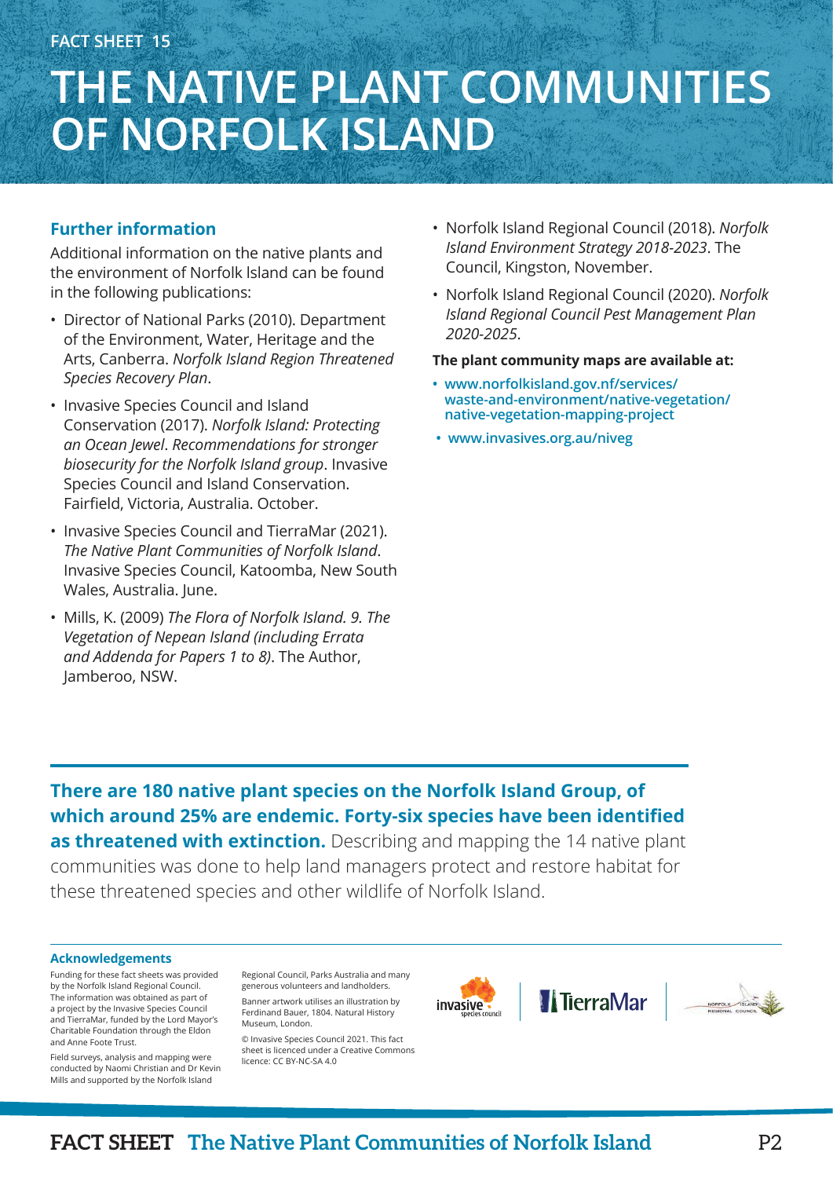FACT SHEET 15

# THE NATIVE PLANT COMMUNITIES OF NORFOLK ISLAND

## Further information

Additional information on the native plants and the environment of Norfolk Island can be found in the following publications:

- Director of National Parks (2010). Department of the Environment, Water, Heritage and the Arts, Canberra. *Norfolk Island Region Threatened Species Recovery Plan*.
- Invasive Species Council and Island Conservation (2017). *Norfolk Island: Protecting an Ocean Jewel. Recommendations for stronger biosecurity for the Norfolk Island group*. Invasive Species Council and Island Conservation. Fairfield, Victoria, Australia. October.
- Invasive Species Council and TierraMar (2021). *The Native Plant Communities of Norfolk Island*. Invasive Species Council, Katoomba, New South Wales, Australia. June.
- Mills, K. (2009) *The Flora of Norfolk Island. 9. The Vegetation of Nepean Island (including Errata and Addenda for Papers 1 to 8)*. The Author, Jamberoo, NSW.
- Norfolk Island Regional Council (2018). *Norfolk Island Environment Strategy 2018-2023*. The Council, Kingston, November.
- Norfolk Island Regional Council (2020). *Norfolk Island Regional Council Pest Management Plan 2020-2025*.

**The plant community maps are available at:**

- www.norfolkisland.gov.nf/services/waste-and-environment/native-vegetation/native-vegetation-mapping-project
- www.invasives.org.au/niveg

**There are 180 native plant species on the Norfolk Island Group, of which around 25% are endemic. Forty-six species have been identified as threatened with extinction.** Describing and mapping the 14 native plant communities was done to help land managers protect and restore habitat for these threatened species and other wildlife of Norfolk Island.

### Acknowledgements

Funding for these fact sheets was provided by the Norfolk Island Regional Council. The information was obtained as part of a project by the Invasive Species Council and TierraMar, funded by the Lord Mayor's Charitable Foundation through the Eldon and Anne Foote Trust.

Field surveys, analysis and mapping were conducted by Naomi Christian and Dr Kevin Mills and supported by the Norfolk Island Regional Council, Parks Australia and many generous volunteers and landholders.

Banner artwork utilises an illustration by Ferdinand Bauer, 1804. Natural History Museum, London.

© Invasive Species Council 2021. This fact sheet is licenced under a Creative Commons licence: CC BY-NC-SA 4.0